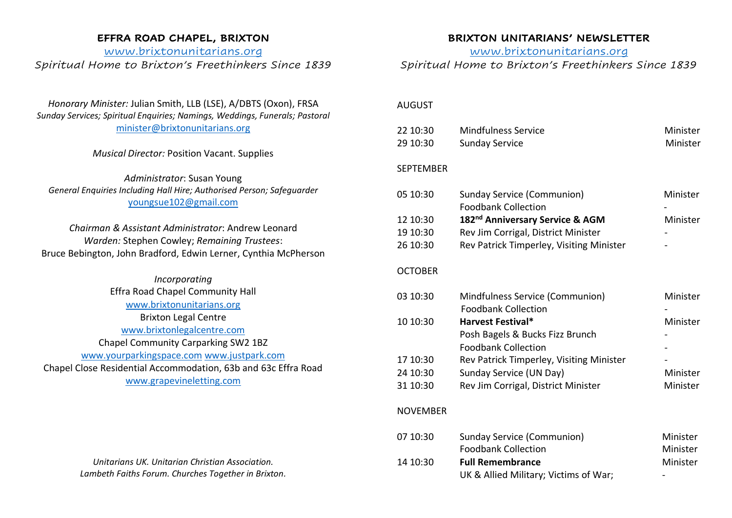## EFFRA ROAD CHAPEL, BRIXTON

www.brixtonunitarians.org

*Spiritual Home to Brixton's Freethinkers Since 1839*

*Honorary Minister:* Julian Smith, LLB (LSE), A/DBTS (Oxon), FRSA
*Sunday Services; Spiritual Enquiries; Namings, Weddings, Funerals; Pastoral*
minister@brixtonunitarians.org

*Musical Director:* Position Vacant. Supplies

*Administrator*: Susan Young
*General Enquiries Including Hall Hire; Authorised Person; Safeguarder*
youngsue102@gmail.com

*Chairman & Assistant Administrator*: Andrew Leonard
*Warden:* Stephen Cowley; *Remaining Trustees*:
Bruce Bebington, John Bradford, Edwin Lerner, Cynthia McPherson

*Incorporating*
Effra Road Chapel Community Hall
www.brixtonunitarians.org
Brixton Legal Centre
www.brixtonlegalcentre.com
Chapel Community Carparking SW2 1BZ
www.yourparkingspace.com www.justpark.com
Chapel Close Residential Accommodation, 63b and 63c Effra Road
www.grapevineletting.com

*Unitarians UK. Unitarian Christian Association.*
*Lambeth Faiths Forum. Churches Together in Brixton.*

## BRIXTON UNITARIANS' NEWSLETTER

www.brixtonunitarians.org

*Spiritual Home to Brixton's Freethinkers Since 1839*

AUGUST

| | | |
|---|---|---|
| 22 10:30 | Mindfulness Service | Minister |
| 29 10:30 | Sunday Service | Minister |

SEPTEMBER

| | | |
|---|---|---|
| 05 10:30 | Sunday Service (Communion) | Minister |
| | Foodbank Collection | - |
| 12 10:30 | **182nd Anniversary Service & AGM** | Minister |
| 19 10:30 | Rev Jim Corrigal, District Minister | - |
| 26 10:30 | Rev Patrick Timperley, Visiting Minister | - |

OCTOBER

| | | |
|---|---|---|
| 03 10:30 | Mindfulness Service (Communion) | Minister |
| | Foodbank Collection | - |
| 10 10:30 | **Harvest Festival*** | Minister |
| | Posh Bagels & Bucks Fizz Brunch | - |
| | Foodbank Collection | - |
| 17 10:30 | Rev Patrick Timperley, Visiting Minister | - |
| 24 10:30 | Sunday Service (UN Day) | Minister |
| 31 10:30 | Rev Jim Corrigal, District Minister | Minister |

NOVEMBER

| | | |
|---|---|---|
| 07 10:30 | Sunday Service (Communion) | Minister |
| | Foodbank Collection | Minister |
| 14 10:30 | **Full Remembrance** | Minister |
| | UK & Allied Military; Victims of War; | - |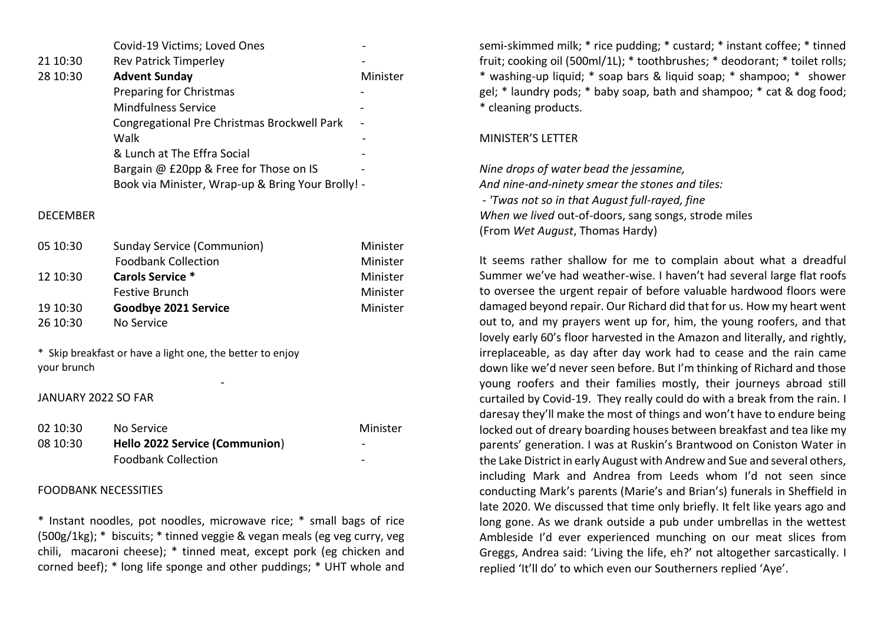| | | |
|---|---|---|
| | Covid-19 Victims; Loved Ones | - |
| 21 10:30 | Rev Patrick Timperley | - |
| 28 10:30 | **Advent Sunday** | Minister |
| | Preparing for Christmas | - |
| | Mindfulness Service | - |
| | Congregational Pre Christmas Brockwell Park | - |
| | Walk | - |
| | & Lunch at The Effra Social | - |
| | Bargain @ £20pp & Free for Those on IS | - |
| | Book via Minister, Wrap-up & Bring Your Brolly! | - |

DECEMBER

| | | |
|---|---|---|
| 05 10:30 | Sunday Service (Communion) | Minister |
| | Foodbank Collection | Minister |
| 12 10:30 | **Carols Service *** | Minister |
| | Festive Brunch | Minister |
| 19 10:30 | **Goodbye 2021 Service** | Minister |
| 26 10:30 | No Service | |

* Skip breakfast or have a light one, the better to enjoy your brunch

-

JANUARY 2022 SO FAR

| | | |
|---|---|---|
| 02 10:30 | No Service | Minister |
| 08 10:30 | **Hello 2022 Service (Communion**) | - |
| | Foodbank Collection | - |

FOODBANK NECESSITIES

* Instant noodles, pot noodles, microwave rice; * small bags of rice (500g/1kg); * biscuits; * tinned veggie & vegan meals (eg veg curry, veg chili, macaroni cheese); * tinned meat, except pork (eg chicken and corned beef); * long life sponge and other puddings; * UHT whole and semi-skimmed milk; * rice pudding; * custard; * instant coffee; * tinned fruit; cooking oil (500ml/1L); * toothbrushes; * deodorant; * toilet rolls; * washing-up liquid; * soap bars & liquid soap; * shampoo; * shower gel; * laundry pods; * baby soap, bath and shampoo; * cat & dog food; * cleaning products.

MINISTER'S LETTER

*Nine drops of water bead the jessamine,*
*And nine-and-ninety smear the stones and tiles:*
*- 'Twas not so in that August full-rayed, fine*
*When we lived* out-of-doors, sang songs, strode miles
(From *Wet August*, Thomas Hardy)

It seems rather shallow for me to complain about what a dreadful Summer we've had weather-wise. I haven't had several large flat roofs to oversee the urgent repair of before valuable hardwood floors were damaged beyond repair. Our Richard did that for us. How my heart went out to, and my prayers went up for, him, the young roofers, and that lovely early 60's floor harvested in the Amazon and literally, and rightly, irreplaceable, as day after day work had to cease and the rain came down like we'd never seen before. But I'm thinking of Richard and those young roofers and their families mostly, their journeys abroad still curtailed by Covid-19. They really could do with a break from the rain. I daresay they'll make the most of things and won't have to endure being locked out of dreary boarding houses between breakfast and tea like my parents' generation. I was at Ruskin's Brantwood on Coniston Water in the Lake District in early August with Andrew and Sue and several others, including Mark and Andrea from Leeds whom I'd not seen since conducting Mark's parents (Marie's and Brian's) funerals in Sheffield in late 2020. We discussed that time only briefly. It felt like years ago and long gone. As we drank outside a pub under umbrellas in the wettest Ambleside I'd ever experienced munching on our meat slices from Greggs, Andrea said: 'Living the life, eh?' not altogether sarcastically. I replied 'It'll do' to which even our Southerners replied 'Aye'.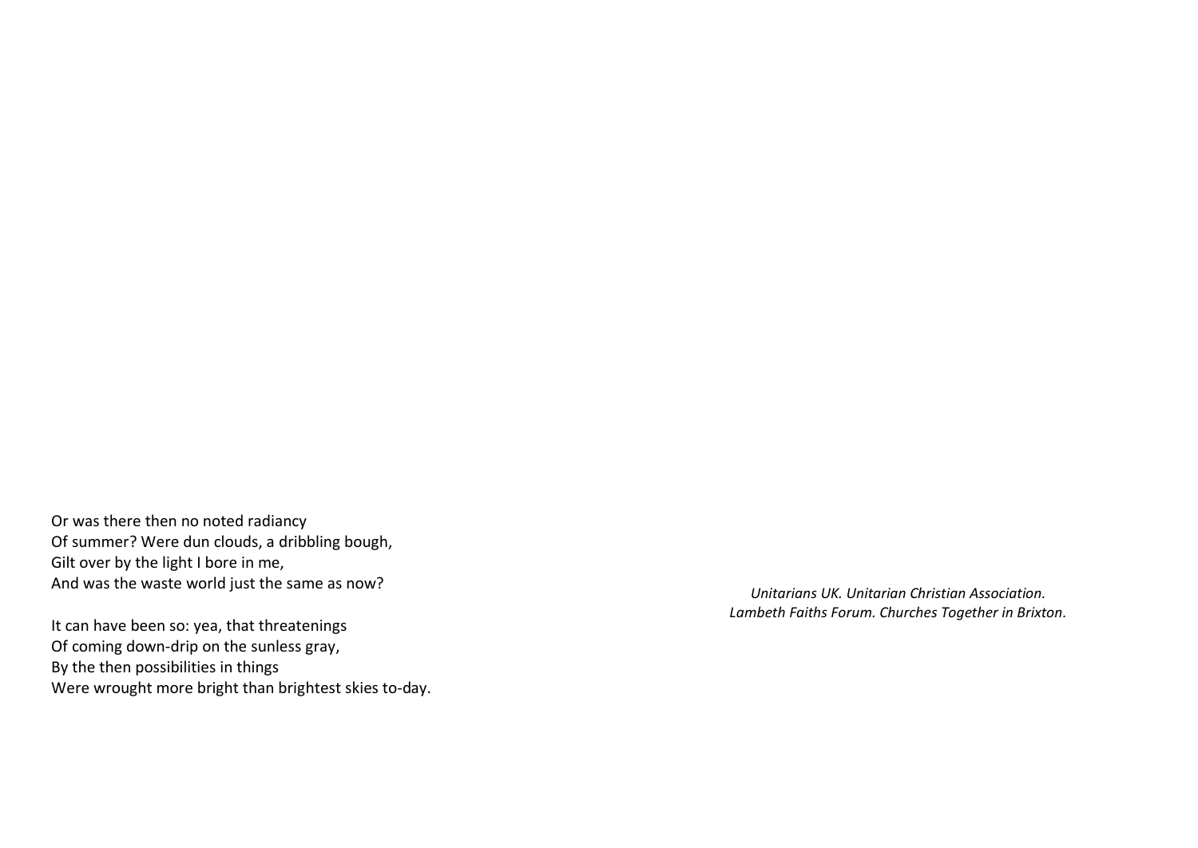Or was there then no noted radiancy
Of summer? Were dun clouds, a dribbling bough,
Gilt over by the light I bore in me,
And was the waste world just the same as now?

It can have been so: yea, that threatenings
Of coming down-drip on the sunless gray,
By the then possibilities in things
Were wrought more bright than brightest skies to-day.

*Unitarians UK. Unitarian Christian Association.*
*Lambeth Faiths Forum. Churches Together in Brixton.*